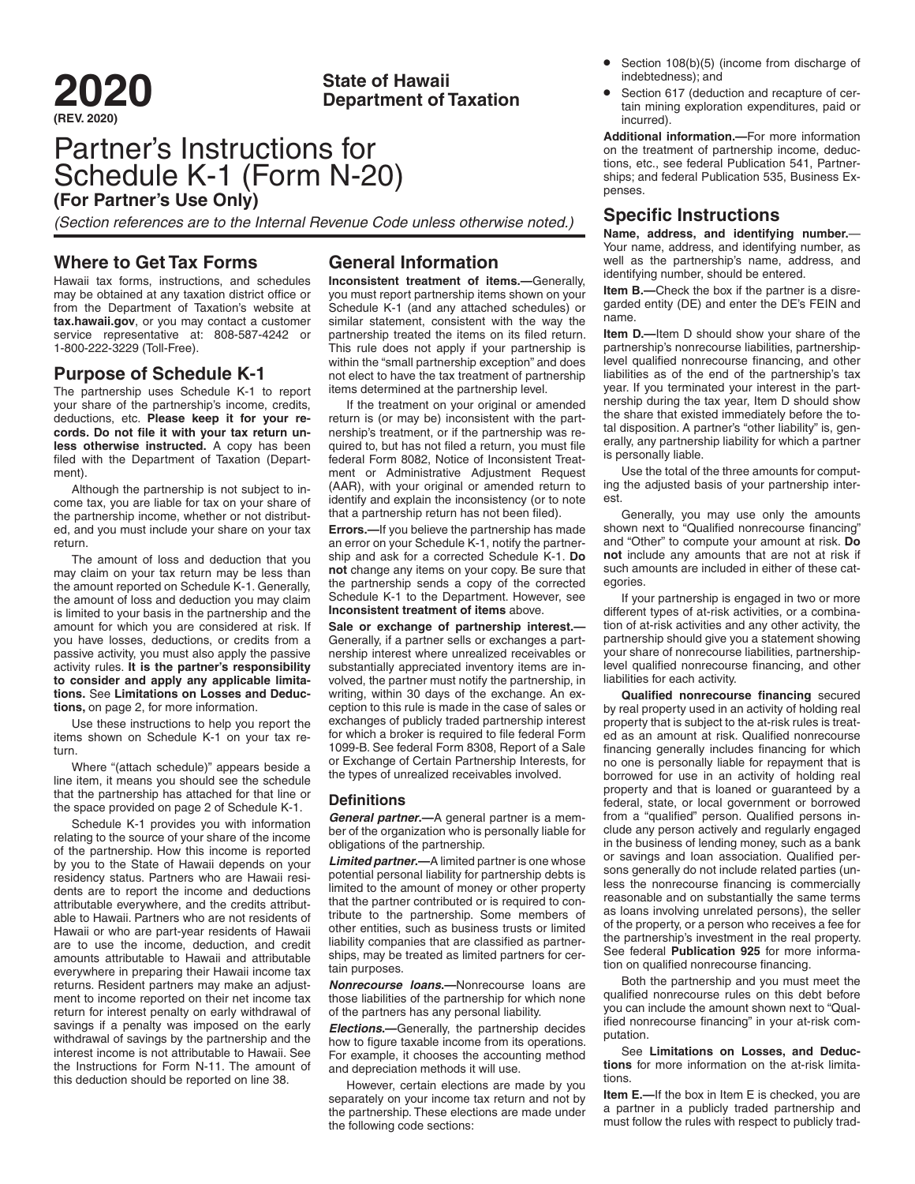# 2020

**(REV. 2020)**

**State of Hawaii Department of Taxation**

# Partner's Instructions for Schedule K-1 (Form N-20)

**(For Partner's Use Only)**

*(Section references are to the Internal Revenue Code unless otherwise noted.)*

## Where to Get Tax Forms

Hawaii tax forms, instructions, and schedules may be obtained at any taxation district office or from the Department of Taxation's website at **tax.hawaii.gov**, or you may contact a customer service representative at: 808-587-4242 or 1-800-222-3229 (Toll-Free).

## Purpose of Schedule K-1

The partnership uses Schedule K-1 to report your share of the partnership's income, credits, deductions, etc. **Please keep it for your records. Do not file it with your tax return unless otherwise instructed.** A copy has been filed with the Department of Taxation (Department).

Although the partnership is not subject to income tax, you are liable for tax on your share of the partnership income, whether or not distributed, and you must include your share on your tax return.

The amount of loss and deduction that you may claim on your tax return may be less than the amount reported on Schedule K-1. Generally, the amount of loss and deduction you may claim is limited to your basis in the partnership and the amount for which you are considered at risk. If you have losses, deductions, or credits from a passive activity, you must also apply the passive activity rules. **It is the partner's responsibility to consider and apply any applicable limitations.** See **Limitations on Losses and Deductions,** on page 2, for more information.

Use these instructions to help you report the items shown on Schedule K-1 on your tax return.

Where "(attach schedule)" appears beside a line item, it means you should see the schedule that the partnership has attached for that line or the space provided on page 2 of Schedule K-1.

Schedule K-1 provides you with information relating to the source of your share of the income of the partnership. How this income is reported by you to the State of Hawaii depends on your residency status. Partners who are Hawaii residents are to report the income and deductions attributable everywhere, and the credits attributable to Hawaii. Partners who are not residents of Hawaii or who are part-year residents of Hawaii are to use the income, deduction, and credit amounts attributable to Hawaii and attributable everywhere in preparing their Hawaii income tax returns. Resident partners may make an adjustment to income reported on their net income tax return for interest penalty on early withdrawal of savings if a penalty was imposed on the early withdrawal of savings by the partnership and the interest income is not attributable to Hawaii. See the Instructions for Form N-11. The amount of this deduction should be reported on line 38.

## General Information

**Inconsistent treatment of items.—**Generally, you must report partnership items shown on your Schedule K-1 (and any attached schedules) or similar statement, consistent with the way the partnership treated the items on its filed return. This rule does not apply if your partnership is within the "small partnership exception" and does not elect to have the tax treatment of partnership items determined at the partnership level.

If the treatment on your original or amended return is (or may be) inconsistent with the partnership's treatment, or if the partnership was required to, but has not filed a return, you must file federal Form 8082, Notice of Inconsistent Treatment or Administrative Adjustment Request (AAR), with your original or amended return to identify and explain the inconsistency (or to note that a partnership return has not been filed).

**Errors.—**If you believe the partnership has made an error on your Schedule K-1, notify the partnership and ask for a corrected Schedule K-1. **Do not** change any items on your copy. Be sure that the partnership sends a copy of the corrected Schedule K-1 to the Department. However, see **Inconsistent treatment of items** above.

**Sale or exchange of partnership interest.—** Generally, if a partner sells or exchanges a partnership interest where unrealized receivables or substantially appreciated inventory items are involved, the partner must notify the partnership, in writing, within 30 days of the exchange. An exception to this rule is made in the case of sales or exchanges of publicly traded partnership interest for which a broker is required to file federal Form 1099-B. See federal Form 8308, Report of a Sale or Exchange of Certain Partnership Interests, for the types of unrealized receivables involved.

### Definitions

***General partner.—***A general partner is a member of the organization who is personally liable for obligations of the partnership.

***Limited partner.—***A limited partner is one whose potential personal liability for partnership debts is limited to the amount of money or other property that the partner contributed or is required to contribute to the partnership. Some members of other entities, such as business trusts or limited liability companies that are classified as partnerships, may be treated as limited partners for certain purposes.

***Nonrecourse loans.—***Nonrecourse loans are those liabilities of the partnership for which none of the partners has any personal liability.

***Elections.—***Generally, the partnership decides how to figure taxable income from its operations. For example, it chooses the accounting method and depreciation methods it will use.

However, certain elections are made by you separately on your income tax return and not by the partnership. These elections are made under the following code sections:

- Section 108(b)(5) (income from discharge of indebtedness); and
- Section 617 (deduction and recapture of certain mining exploration expenditures, paid or incurred).

**Additional information.—**For more information on the treatment of partnership income, deductions, etc., see federal Publication 541, Partnerships; and federal Publication 535, Business Expenses.

## Specific Instructions

**Name, address, and identifying number.—** Your name, address, and identifying number, as well as the partnership's name, address, and identifying number, should be entered.

**Item B.—**Check the box if the partner is a disregarded entity (DE) and enter the DE's FEIN and name.

**Item D.—**Item D should show your share of the partnership's nonrecourse liabilities, partnership-level qualified nonrecourse financing, and other liabilities as of the end of the partnership's tax year. If you terminated your interest in the partnership during the tax year, Item D should show the share that existed immediately before the total disposition. A partner's "other liability" is, generally, any partnership liability for which a partner is personally liable.

Use the total of the three amounts for computing the adjusted basis of your partnership interest.

Generally, you may use only the amounts shown next to "Qualified nonrecourse financing" and "Other" to compute your amount at risk. **Do not** include any amounts that are not at risk if such amounts are included in either of these categories.

If your partnership is engaged in two or more different types of at-risk activities, or a combination of at-risk activities and any other activity, the partnership should give you a statement showing your share of nonrecourse liabilities, partnership-level qualified nonrecourse financing, and other liabilities for each activity.

**Qualified nonrecourse financing** secured by real property used in an activity of holding real property that is subject to the at-risk rules is treated as an amount at risk. Qualified nonrecourse financing generally includes financing for which no one is personally liable for repayment that is borrowed for use in an activity of holding real property and that is loaned or guaranteed by a federal, state, or local government or borrowed from a "qualified" person. Qualified persons include any person actively and regularly engaged in the business of lending money, such as a bank or savings and loan association. Qualified persons generally do not include related parties (unless the nonrecourse financing is commercially reasonable and on substantially the same terms as loans involving unrelated persons), the seller of the property, or a person who receives a fee for the partnership's investment in the real property. See federal **Publication 925** for more information on qualified nonrecourse financing.

Both the partnership and you must meet the qualified nonrecourse rules on this debt before you can include the amount shown next to "Qualified nonrecourse financing" in your at-risk computation.

See **Limitations on Losses, and Deductions** for more information on the at-risk limitations.

**Item E.—**If the box in Item E is checked, you are a partner in a publicly traded partnership and must follow the rules with respect to publicly trad-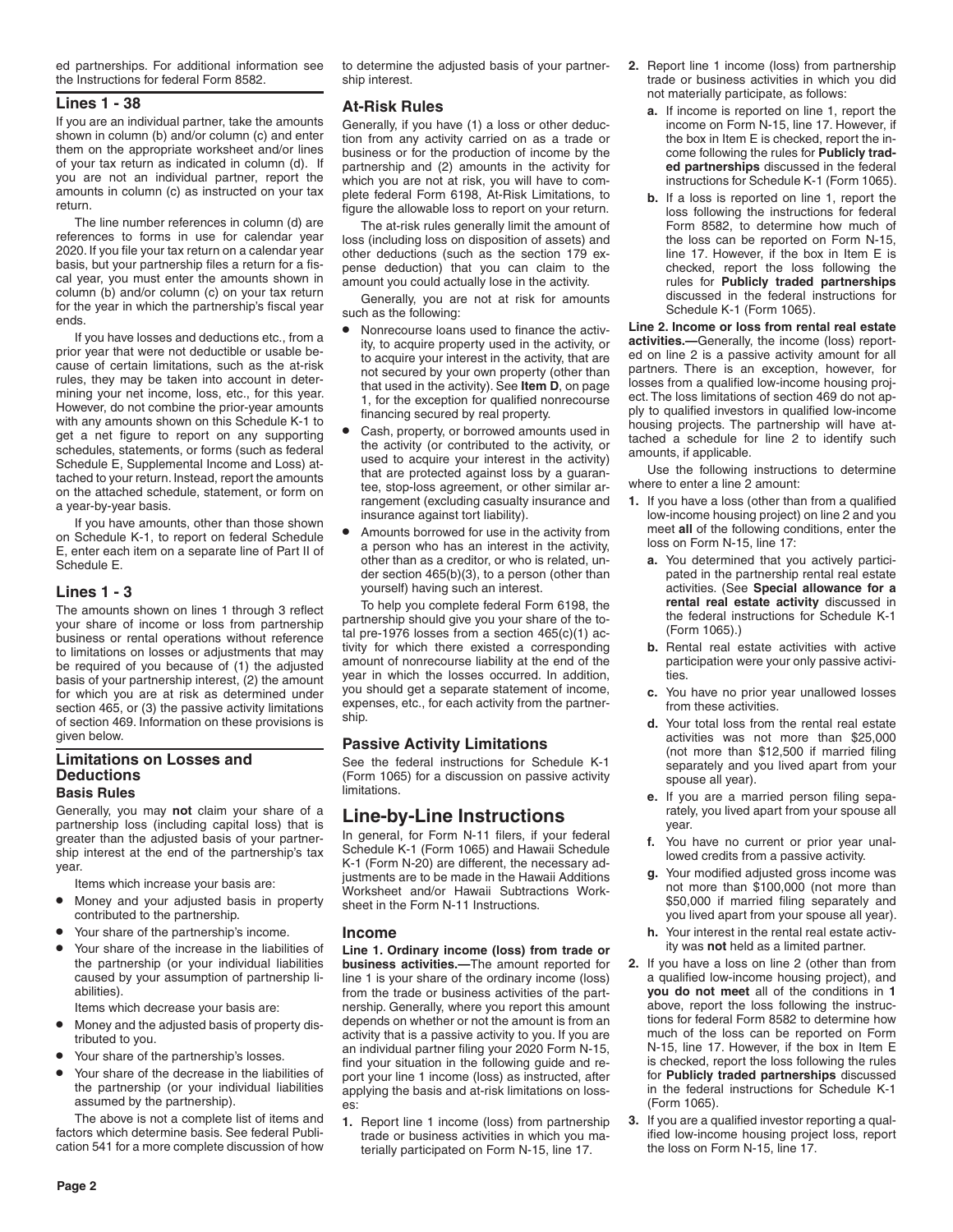ed partnerships. For additional information see the Instructions for federal Form 8582.

## Lines 1 - 38

If you are an individual partner, take the amounts shown in column (b) and/or column (c) and enter them on the appropriate worksheet and/or lines of your tax return as indicated in column (d). If you are not an individual partner, report the amounts in column (c) as instructed on your tax return.

The line number references in column (d) are references to forms in use for calendar year 2020. If you file your tax return on a calendar year basis, but your partnership files a return for a fiscal year, you must enter the amounts shown in column (b) and/or column (c) on your tax return for the year in which the partnership's fiscal year ends.

If you have losses and deductions etc., from a prior year that were not deductible or usable because of certain limitations, such as the at-risk rules, they may be taken into account in determining your net income, loss, etc., for this year. However, do not combine the prior-year amounts with any amounts shown on this Schedule K-1 to get a net figure to report on any supporting schedules, statements, or forms (such as federal Schedule E, Supplemental Income and Loss) attached to your return. Instead, report the amounts on the attached schedule, statement, or form on a year-by-year basis.

If you have amounts, other than those shown on Schedule K-1, to report on federal Schedule E, enter each item on a separate line of Part II of Schedule E.

## Lines 1 - 3

The amounts shown on lines 1 through 3 reflect your share of income or loss from partnership business or rental operations without reference to limitations on losses or adjustments that may be required of you because of (1) the adjusted basis of your partnership interest, (2) the amount for which you are at risk as determined under section 465, or (3) the passive activity limitations of section 469. Information on these provisions is given below.

## Limitations on Losses and Deductions

### Basis Rules

Generally, you may **not** claim your share of a partnership loss (including capital loss) that is greater than the adjusted basis of your partnership interest at the end of the partnership's tax year.

Items which increase your basis are:

- Money and your adjusted basis in property contributed to the partnership.
- Your share of the partnership's income.
- Your share of the increase in the liabilities of the partnership (or your individual liabilities caused by your assumption of partnership liabilities).

Items which decrease your basis are:

- Money and the adjusted basis of property distributed to you.
- Your share of the partnership's losses.
- Your share of the decrease in the liabilities of the partnership (or your individual liabilities assumed by the partnership).

The above is not a complete list of items and factors which determine basis. See federal Publication 541 for a more complete discussion of how to determine the adjusted basis of your partnership interest.

### At-Risk Rules

Generally, if you have (1) a loss or other deduction from any activity carried on as a trade or business or for the production of income by the partnership and (2) amounts in the activity for which you are not at risk, you will have to complete federal Form 6198, At-Risk Limitations, to figure the allowable loss to report on your return.

The at-risk rules generally limit the amount of loss (including loss on disposition of assets) and other deductions (such as the section 179 expense deduction) that you can claim to the amount you could actually lose in the activity.

Generally, you are not at risk for amounts such as the following:

- Nonrecourse loans used to finance the activity, to acquire property used in the activity, or to acquire your interest in the activity, that are not secured by your own property (other than that used in the activity). See **Item D**, on page 1, for the exception for qualified nonrecourse financing secured by real property.
- Cash, property, or borrowed amounts used in the activity (or contributed to the activity, or used to acquire your interest in the activity) that are protected against loss by a guarantee, stop-loss agreement, or other similar arrangement (excluding casualty insurance and insurance against tort liability).
- Amounts borrowed for use in the activity from a person who has an interest in the activity, other than as a creditor, or who is related, under section 465(b)(3), to a person (other than yourself) having such an interest.

To help you complete federal Form 6198, the partnership should give you your share of the total pre-1976 losses from a section 465(c)(1) activity for which there existed a corresponding amount of nonrecourse liability at the end of the year in which the losses occurred. In addition, you should get a separate statement of income, expenses, etc., for each activity from the partnership.

### Passive Activity Limitations

See the federal instructions for Schedule K-1 (Form 1065) for a discussion on passive activity limitations.

# Line-by-Line Instructions

In general, for Form N-11 filers, if your federal Schedule K-1 (Form 1065) and Hawaii Schedule K-1 (Form N-20) are different, the necessary adjustments are to be made in the Hawaii Additions Worksheet and/or Hawaii Subtractions Worksheet in the Form N-11 Instructions.

## Income

**Line 1. Ordinary income (loss) from trade or business activities.—**The amount reported for line 1 is your share of the ordinary income (loss) from the trade or business activities of the partnership. Generally, where you report this amount depends on whether or not the amount is from an activity that is a passive activity to you. If you are an individual partner filing your 2020 Form N-15, find your situation in the following guide and report your line 1 income (loss) as instructed, after applying the basis and at-risk limitations on losses:

1. Report line 1 income (loss) from partnership trade or business activities in which you materially participated on Form N-15, line 17.
2. Report line 1 income (loss) from partnership trade or business activities in which you did not materially participate, as follows:
   a. If income is reported on line 1, report the income on Form N-15, line 17. However, if the box in Item E is checked, report the income following the rules for **Publicly traded partnerships** discussed in the federal instructions for Schedule K-1 (Form 1065).
   b. If a loss is reported on line 1, report the loss following the instructions for federal Form 8582, to determine how much of the loss can be reported on Form N-15, line 17. However, if the box in Item E is checked, report the loss following the rules for **Publicly traded partnerships** discussed in the federal instructions for Schedule K-1 (Form 1065).

**Line 2. Income or loss from rental real estate activities.—**Generally, the income (loss) reported on line 2 is a passive activity amount for all partners. There is an exception, however, for losses from a qualified low-income housing project. The loss limitations of section 469 do not apply to qualified investors in qualified low-income housing projects. The partnership will have attached a schedule for line 2 to identify such amounts, if applicable.

Use the following instructions to determine where to enter a line 2 amount:

1. If you have a loss (other than from a qualified low-income housing project) on line 2 and you meet **all** of the following conditions, enter the loss on Form N-15, line 17:
   a. You determined that you actively participated in the partnership rental real estate activities. (See **Special allowance for a rental real estate activity** discussed in the federal instructions for Schedule K-1 (Form 1065).)
   b. Rental real estate activities with active participation were your only passive activities.
   c. You have no prior year unallowed losses from these activities.
   d. Your total loss from the rental real estate activities was not more than $25,000 (not more than $12,500 if married filing separately and you lived apart from your spouse all year).
   e. If you are a married person filing separately, you lived apart from your spouse all year.
   f. You have no current or prior year unallowed credits from a passive activity.
   g. Your modified adjusted gross income was not more than $100,000 (not more than $50,000 if married filing separately and you lived apart from your spouse all year).
   h. Your interest in the rental real estate activity was **not** held as a limited partner.
2. If you have a loss on line 2 (other than from a qualified low-income housing project), and **you do not meet** all of the conditions in **1** above, report the loss following the instructions for federal Form 8582 to determine how much of the loss can be reported on Form N-15, line 17. However, if the box in Item E is checked, report the loss following the rules for **Publicly traded partnerships** discussed in the federal instructions for Schedule K-1 (Form 1065).
3. If you are a qualified investor reporting a qualified low-income housing project loss, report the loss on Form N-15, line 17.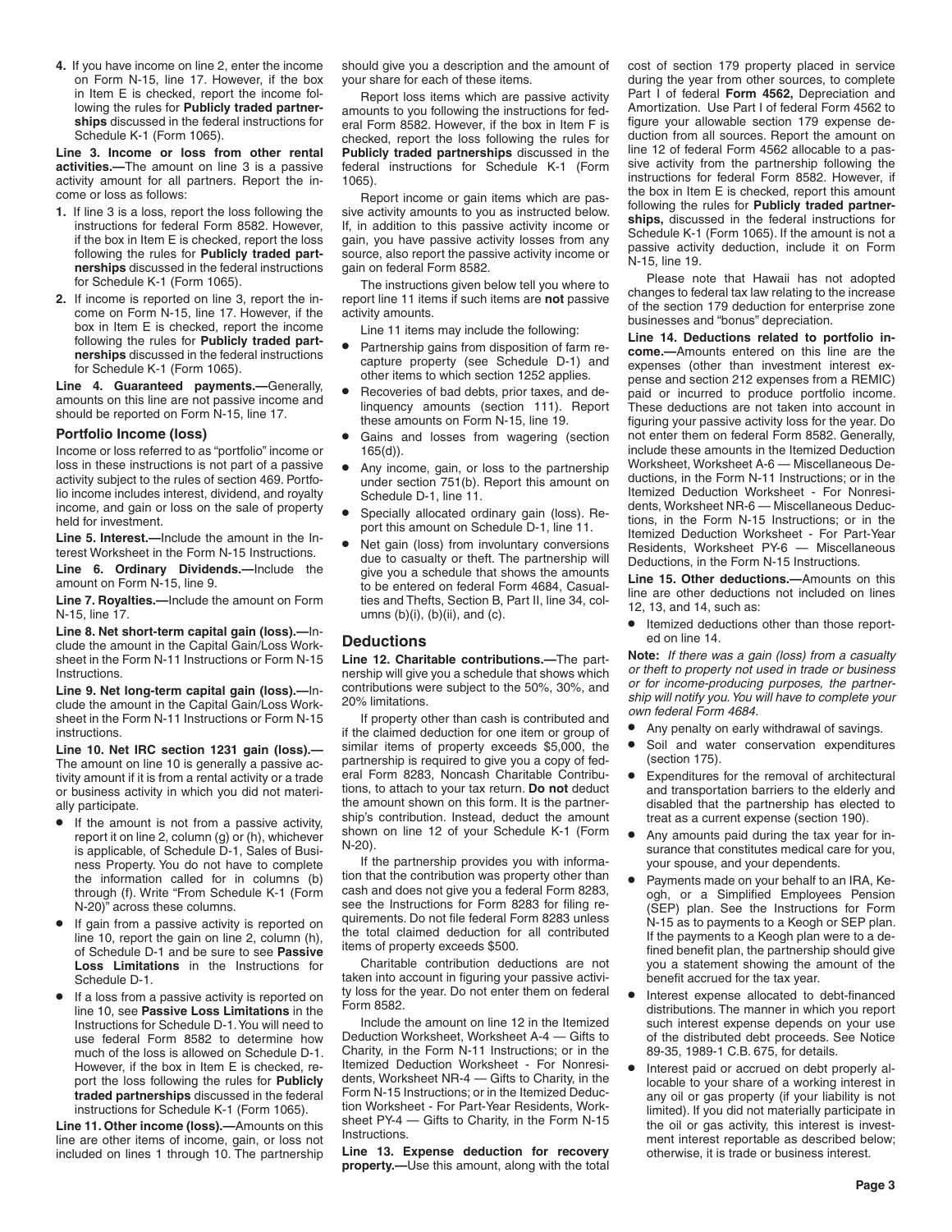4. If you have income on line 2, enter the income on Form N-15, line 17. However, if the box in Item E is checked, report the income following the rules for **Publicly traded partnerships** discussed in the federal instructions for Schedule K-1 (Form 1065).

**Line 3. Income or loss from other rental activities.—**The amount on line 3 is a passive activity amount for all partners. Report the income or loss as follows:

1. If line 3 is a loss, report the loss following the instructions for federal Form 8582. However, if the box in Item E is checked, report the loss following the rules for **Publicly traded partnerships** discussed in the federal instructions for Schedule K-1 (Form 1065).
2. If income is reported on line 3, report the income on Form N-15, line 17. However, if the box in Item E is checked, report the income following the rules for **Publicly traded partnerships** discussed in the federal instructions for Schedule K-1 (Form 1065).

**Line 4. Guaranteed payments.—**Generally, amounts on this line are not passive income and should be reported on Form N-15, line 17.

### Portfolio Income (loss)

Income or loss referred to as "portfolio" income or loss in these instructions is not part of a passive activity subject to the rules of section 469. Portfolio income includes interest, dividend, and royalty income, and gain or loss on the sale of property held for investment.

**Line 5. Interest.—**Include the amount in the Interest Worksheet in the Form N-15 Instructions.

**Line 6. Ordinary Dividends.—**Include the amount on Form N-15, line 9.

**Line 7. Royalties.—**Include the amount on Form N-15, line 17.

**Line 8. Net short-term capital gain (loss).—**Include the amount in the Capital Gain/Loss Worksheet in the Form N-11 Instructions or Form N-15 Instructions.

**Line 9. Net long-term capital gain (loss).—**Include the amount in the Capital Gain/Loss Worksheet in the Form N-11 Instructions or Form N-15 instructions.

**Line 10. Net IRC section 1231 gain (loss).—** The amount on line 10 is generally a passive activity amount if it is from a rental activity or a trade or business activity in which you did not materially participate.

- If the amount is not from a passive activity, report it on line 2, column (g) or (h), whichever is applicable, of Schedule D-1, Sales of Business Property. You do not have to complete the information called for in columns (b) through (f). Write "From Schedule K-1 (Form N-20)" across these columns.
- If gain from a passive activity is reported on line 10, report the gain on line 2, column (h), of Schedule D-1 and be sure to see **Passive Loss Limitations** in the Instructions for Schedule D-1.
- If a loss from a passive activity is reported on line 10, see **Passive Loss Limitations** in the Instructions for Schedule D-1. You will need to use federal Form 8582 to determine how much of the loss is allowed on Schedule D-1. However, if the box in Item E is checked, report the loss following the rules for **Publicly traded partnerships** discussed in the federal instructions for Schedule K-1 (Form 1065).

**Line 11. Other income (loss).—**Amounts on this line are other items of income, gain, or loss not included on lines 1 through 10. The partnership should give you a description and the amount of your share for each of these items.

Report loss items which are passive activity amounts to you following the instructions for federal Form 8582. However, if the box in Item F is checked, report the loss following the rules for **Publicly traded partnerships** discussed in the federal instructions for Schedule K-1 (Form 1065).

Report income or gain items which are passive activity amounts to you as instructed below. If, in addition to this passive activity income or gain, you have passive activity losses from any source, also report the passive activity income or gain on federal Form 8582.

The instructions given below tell you where to report line 11 items if such items are **not** passive activity amounts.

Line 11 items may include the following:

- Partnership gains from disposition of farm recapture property (see Schedule D-1) and other items to which section 1252 applies.
- Recoveries of bad debts, prior taxes, and delinquency amounts (section 111). Report these amounts on Form N-15, line 19.
- Gains and losses from wagering (section 165(d)).
- Any income, gain, or loss to the partnership under section 751(b). Report this amount on Schedule D-1, line 11.
- Specially allocated ordinary gain (loss). Report this amount on Schedule D-1, line 11.
- Net gain (loss) from involuntary conversions due to casualty or theft. The partnership will give you a schedule that shows the amounts to be entered on federal Form 4684, Casualties and Thefts, Section B, Part II, line 34, columns (b)(i), (b)(ii), and (c).

## Deductions

**Line 12. Charitable contributions.—**The partnership will give you a schedule that shows which contributions were subject to the 50%, 30%, and 20% limitations.

If property other than cash is contributed and if the claimed deduction for one item or group of similar items of property exceeds $5,000, the partnership is required to give you a copy of federal Form 8283, Noncash Charitable Contributions, to attach to your tax return. **Do not** deduct the amount shown on this form. It is the partnership's contribution. Instead, deduct the amount shown on line 12 of your Schedule K-1 (Form N-20).

If the partnership provides you with information that the contribution was property other than cash and does not give you a federal Form 8283, see the Instructions for Form 8283 for filing requirements. Do not file federal Form 8283 unless the total claimed deduction for all contributed items of property exceeds $500.

Charitable contribution deductions are not taken into account in figuring your passive activity loss for the year. Do not enter them on federal Form 8582.

Include the amount on line 12 in the Itemized Deduction Worksheet, Worksheet A-4 — Gifts to Charity, in the Form N-11 Instructions; or in the Itemized Deduction Worksheet - For Nonresidents, Worksheet NR-4 — Gifts to Charity, in the Form N-15 Instructions; or in the Itemized Deduction Worksheet - For Part-Year Residents, Worksheet PY-4 — Gifts to Charity, in the Form N-15 Instructions.

**Line 13. Expense deduction for recovery property.—**Use this amount, along with the total cost of section 179 property placed in service during the year from other sources, to complete Part I of federal **Form 4562,** Depreciation and Amortization. Use Part I of federal Form 4562 to figure your allowable section 179 expense deduction from all sources. Report the amount on line 12 of federal Form 4562 allocable to a passive activity from the partnership following the instructions for federal Form 8582. However, if the box in Item E is checked, report this amount following the rules for **Publicly traded partnerships,** discussed in the federal instructions for Schedule K-1 (Form 1065). If the amount is not a passive activity deduction, include it on Form N-15, line 19.

Please note that Hawaii has not adopted changes to federal tax law relating to the increase of the section 179 deduction for enterprise zone businesses and "bonus" depreciation.

**Line 14. Deductions related to portfolio income.—**Amounts entered on this line are the expenses (other than investment interest expense and section 212 expenses from a REMIC) paid or incurred to produce portfolio income. These deductions are not taken into account in figuring your passive activity loss for the year. Do not enter them on federal Form 8582. Generally, include these amounts in the Itemized Deduction Worksheet, Worksheet A-6 — Miscellaneous Deductions, in the Form N-11 Instructions; or in the Itemized Deduction Worksheet - For Nonresidents, Worksheet NR-6 — Miscellaneous Deductions, in the Form N-15 Instructions; or in the Itemized Deduction Worksheet - For Part-Year Residents, Worksheet PY-6 — Miscellaneous Deductions, in the Form N-15 Instructions.

**Line 15. Other deductions.—**Amounts on this line are other deductions not included on lines 12, 13, and 14, such as:

- Itemized deductions other than those reported on line 14.

**Note:** *If there was a gain (loss) from a casualty or theft to property not used in trade or business or for income-producing purposes, the partnership will notify you. You will have to complete your own federal Form 4684.*

- Any penalty on early withdrawal of savings.
- Soil and water conservation expenditures (section 175).
- Expenditures for the removal of architectural and transportation barriers to the elderly and disabled that the partnership has elected to treat as a current expense (section 190).
- Any amounts paid during the tax year for insurance that constitutes medical care for you, your spouse, and your dependents.
- Payments made on your behalf to an IRA, Keogh, or a Simplified Employees Pension (SEP) plan. See the Instructions for Form N-15 as to payments to a Keogh or SEP plan. If the payments to a Keogh plan were to a defined benefit plan, the partnership should give you a statement showing the amount of the benefit accrued for the tax year.
- Interest expense allocated to debt-financed distributions. The manner in which you report such interest expense depends on your use of the distributed debt proceeds. See Notice 89-35, 1989-1 C.B. 675, for details.
- Interest paid or accrued on debt properly allocable to your share of a working interest in any oil or gas property (if your liability is not limited). If you did not materially participate in the oil or gas activity, this interest is investment interest reportable as described below; otherwise, it is trade or business interest.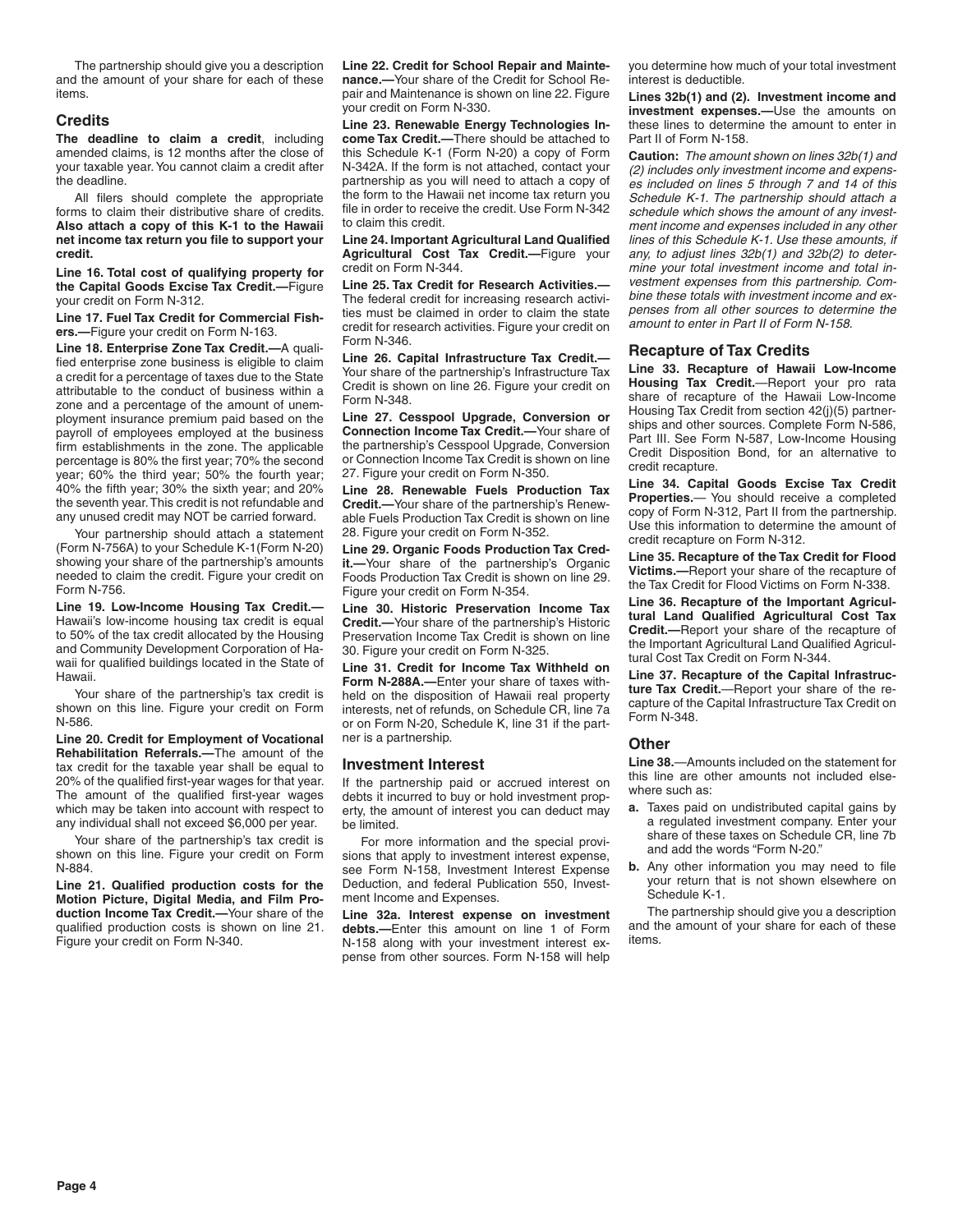The partnership should give you a description and the amount of your share for each of these items.

## Credits

**The deadline to claim a credit**, including amended claims, is 12 months after the close of your taxable year. You cannot claim a credit after the deadline.

All filers should complete the appropriate forms to claim their distributive share of credits. **Also attach a copy of this K-1 to the Hawaii net income tax return you file to support your credit.**

**Line 16. Total cost of qualifying property for the Capital Goods Excise Tax Credit.—**Figure your credit on Form N-312.

**Line 17. Fuel Tax Credit for Commercial Fishers.—**Figure your credit on Form N-163.

**Line 18. Enterprise Zone Tax Credit.—**A qualified enterprise zone business is eligible to claim a credit for a percentage of taxes due to the State attributable to the conduct of business within a zone and a percentage of the amount of unemployment insurance premium paid based on the payroll of employees employed at the business firm establishments in the zone. The applicable percentage is 80% the first year; 70% the second year; 60% the third year; 50% the fourth year; 40% the fifth year; 30% the sixth year; and 20% the seventh year. This credit is not refundable and any unused credit may NOT be carried forward.

Your partnership should attach a statement (Form N-756A) to your Schedule K-1(Form N-20) showing your share of the partnership's amounts needed to claim the credit. Figure your credit on Form N-756.

**Line 19. Low-Income Housing Tax Credit.—** Hawaii's low-income housing tax credit is equal to 50% of the tax credit allocated by the Housing and Community Development Corporation of Hawaii for qualified buildings located in the State of Hawaii.

Your share of the partnership's tax credit is shown on this line. Figure your credit on Form N-586.

**Line 20. Credit for Employment of Vocational Rehabilitation Referrals.—**The amount of the tax credit for the taxable year shall be equal to 20% of the qualified first-year wages for that year. The amount of the qualified first-year wages which may be taken into account with respect to any individual shall not exceed $6,000 per year.

Your share of the partnership's tax credit is shown on this line. Figure your credit on Form N-884.

**Line 21. Qualified production costs for the Motion Picture, Digital Media, and Film Production Income Tax Credit.—**Your share of the qualified production costs is shown on line 21. Figure your credit on Form N-340.

**Line 22. Credit for School Repair and Maintenance.—**Your share of the Credit for School Repair and Maintenance is shown on line 22. Figure your credit on Form N-330.

**Line 23. Renewable Energy Technologies Income Tax Credit.—**There should be attached to this Schedule K-1 (Form N-20) a copy of Form N-342A. If the form is not attached, contact your partnership as you will need to attach a copy of the form to the Hawaii net income tax return you file in order to receive the credit. Use Form N-342 to claim this credit.

**Line 24. Important Agricultural Land Qualified Agricultural Cost Tax Credit.—**Figure your credit on Form N-344.

**Line 25. Tax Credit for Research Activities.—** The federal credit for increasing research activities must be claimed in order to claim the state credit for research activities. Figure your credit on Form N-346.

**Line 26. Capital Infrastructure Tax Credit.—** Your share of the partnership's Infrastructure Tax Credit is shown on line 26. Figure your credit on Form N-348.

**Line 27. Cesspool Upgrade, Conversion or Connection Income Tax Credit.—**Your share of the partnership's Cesspool Upgrade, Conversion or Connection Income Tax Credit is shown on line 27. Figure your credit on Form N-350.

**Line 28. Renewable Fuels Production Tax Credit.—**Your share of the partnership's Renewable Fuels Production Tax Credit is shown on line 28. Figure your credit on Form N-352.

**Line 29. Organic Foods Production Tax Credit.—**Your share of the partnership's Organic Foods Production Tax Credit is shown on line 29. Figure your credit on Form N-354.

**Line 30. Historic Preservation Income Tax Credit.—**Your share of the partnership's Historic Preservation Income Tax Credit is shown on line 30. Figure your credit on Form N-325.

**Line 31. Credit for Income Tax Withheld on Form N-288A.—**Enter your share of taxes withheld on the disposition of Hawaii real property interests, net of refunds, on Schedule CR, line 7a or on Form N-20, Schedule K, line 31 if the partner is a partnership.

## Investment Interest

If the partnership paid or accrued interest on debts it incurred to buy or hold investment property, the amount of interest you can deduct may be limited.

For more information and the special provisions that apply to investment interest expense, see Form N-158, Investment Interest Expense Deduction, and federal Publication 550, Investment Income and Expenses.

**Line 32a. Interest expense on investment debts.—**Enter this amount on line 1 of Form N-158 along with your investment interest expense from other sources. Form N-158 will help you determine how much of your total investment interest is deductible.

**Lines 32b(1) and (2). Investment income and investment expenses.—**Use the amounts on these lines to determine the amount to enter in Part II of Form N-158.

**Caution:** *The amount shown on lines 32b(1) and (2) includes only investment income and expenses included on lines 5 through 7 and 14 of this Schedule K-1. The partnership should attach a schedule which shows the amount of any investment income and expenses included in any other lines of this Schedule K-1. Use these amounts, if any, to adjust lines 32b(1) and 32b(2) to determine your total investment income and total investment expenses from this partnership. Combine these totals with investment income and expenses from all other sources to determine the amount to enter in Part II of Form N-158.*

## Recapture of Tax Credits

**Line 33. Recapture of Hawaii Low-Income Housing Tax Credit.**—Report your pro rata share of recapture of the Hawaii Low-Income Housing Tax Credit from section 42(j)(5) partnerships and other sources. Complete Form N-586, Part III. See Form N-587, Low-Income Housing Credit Disposition Bond, for an alternative to credit recapture.

**Line 34. Capital Goods Excise Tax Credit Properties.**— You should receive a completed copy of Form N-312, Part II from the partnership. Use this information to determine the amount of credit recapture on Form N-312.

**Line 35. Recapture of the Tax Credit for Flood Victims.—**Report your share of the recapture of the Tax Credit for Flood Victims on Form N-338.

**Line 36. Recapture of the Important Agricultural Land Qualified Agricultural Cost Tax Credit.—**Report your share of the recapture of the Important Agricultural Land Qualified Agricultural Cost Tax Credit on Form N-344.

**Line 37. Recapture of the Capital Infrastructure Tax Credit.**—Report your share of the recapture of the Capital Infrastructure Tax Credit on Form N-348.

## Other

**Line 38.**—Amounts included on the statement for this line are other amounts not included elsewhere such as:

- **a.** Taxes paid on undistributed capital gains by a regulated investment company. Enter your share of these taxes on Schedule CR, line 7b and add the words "Form N-20."
- **b.** Any other information you may need to file your return that is not shown elsewhere on Schedule K-1.

The partnership should give you a description and the amount of your share for each of these items.